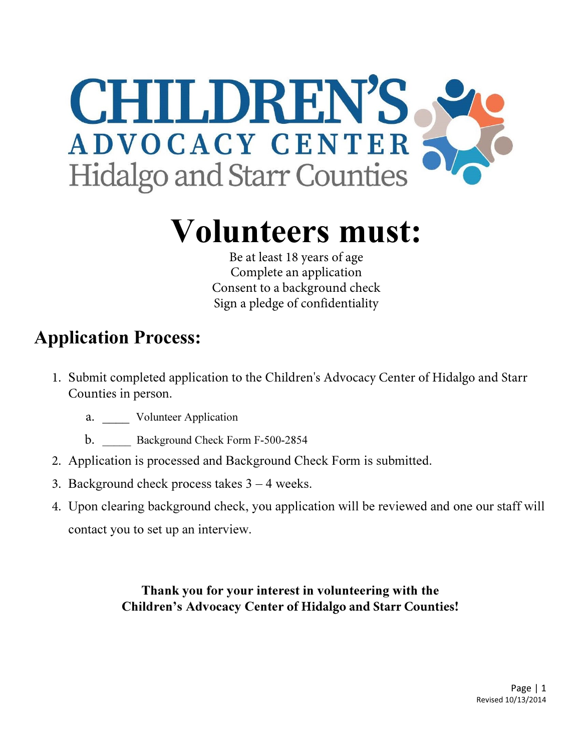# CHILDREN'S ADVOCACY CENTER Hidalgo and Starr Counties

# Volunteers must:

Be at least 18 years of age
Complete an application
Consent to a background check
Sign a pledge of confidentiality

## Application Process:

1. Submit completed application to the Children's Advocacy Center of Hidalgo and Starr Counties in person.
   a. _____ Volunteer Application
   b. _____ Background Check Form F-500-2854
2. Application is processed and Background Check Form is submitted.
3. Background check process takes 3 – 4 weeks.
4. Upon clearing background check, you application will be reviewed and one our staff will contact you to set up an interview.

**Thank you for your interest in volunteering with the Children's Advocacy Center of Hidalgo and Starr Counties!**

Revised 10/13/2014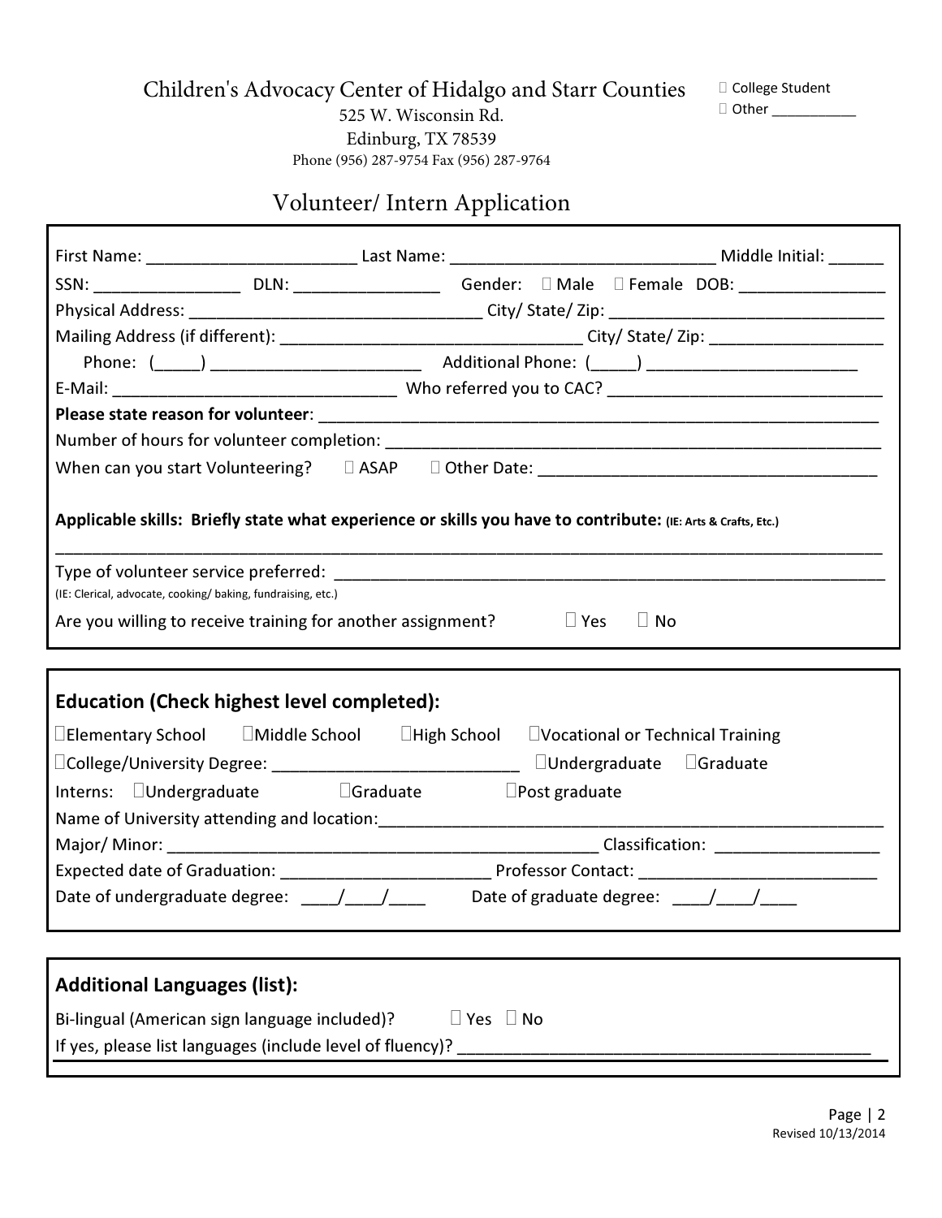Children's Advocacy Center of Hidalgo and Starr Counties
525 W. Wisconsin Rd.
Edinburg, TX 78539
Phone (956) 287-9754 Fax (956) 287-9764

☐ College Student
☐ Other ___________

# Volunteer/ Intern Application

First Name: _______________________ Last Name: _____________________________ Middle Initial: ______

SSN: ________________ DLN: ________________ Gender: ☐ Male ☐ Female DOB: ________________

Physical Address: ________________________________ City/ State/ Zip: ______________________________

Mailing Address (if different): _________________________________ City/ State/ Zip: ___________________

Phone: (_____) _______________________ Additional Phone: (_____) _______________________

E-Mail: _______________________________ Who referred you to CAC? ______________________________

**Please state reason for volunteer**: _______________________________________________________________

Number of hours for volunteer completion: ___________________________________________________

When can you start Volunteering? ☐ ASAP ☐ Other Date: ______________________________________

**Applicable skills: Briefly state what experience or skills you have to contribute:** **(IE: Arts & Crafts, Etc.)**

______________________________________________________________________________________

Type of volunteer service preferred: _____________________________________________________________
(IE: Clerical, advocate, cooking/ baking, fundraising, etc.)

Are you willing to receive training for another assignment? ☐ Yes ☐ No

## Education (Check highest level completed):

☐Elementary School ☐Middle School ☐High School ☐Vocational or Technical Training

☐College/University Degree: ___________________________ ☐Undergraduate ☐Graduate

Interns: ☐Undergraduate ☐Graduate ☐Post graduate

Name of University attending and location:_______________________________________________________

Major/ Minor: _______________________________________________ Classification: __________________

Expected date of Graduation: _______________________ Professor Contact: __________________________

Date of undergraduate degree: ____/____/____ Date of graduate degree: ____/____/____

## Additional Languages (list):

Bi-lingual (American sign language included)? ☐ Yes ☐ No

If yes, please list languages (include level of fluency)? _____________________________________________

Revised 10/13/2014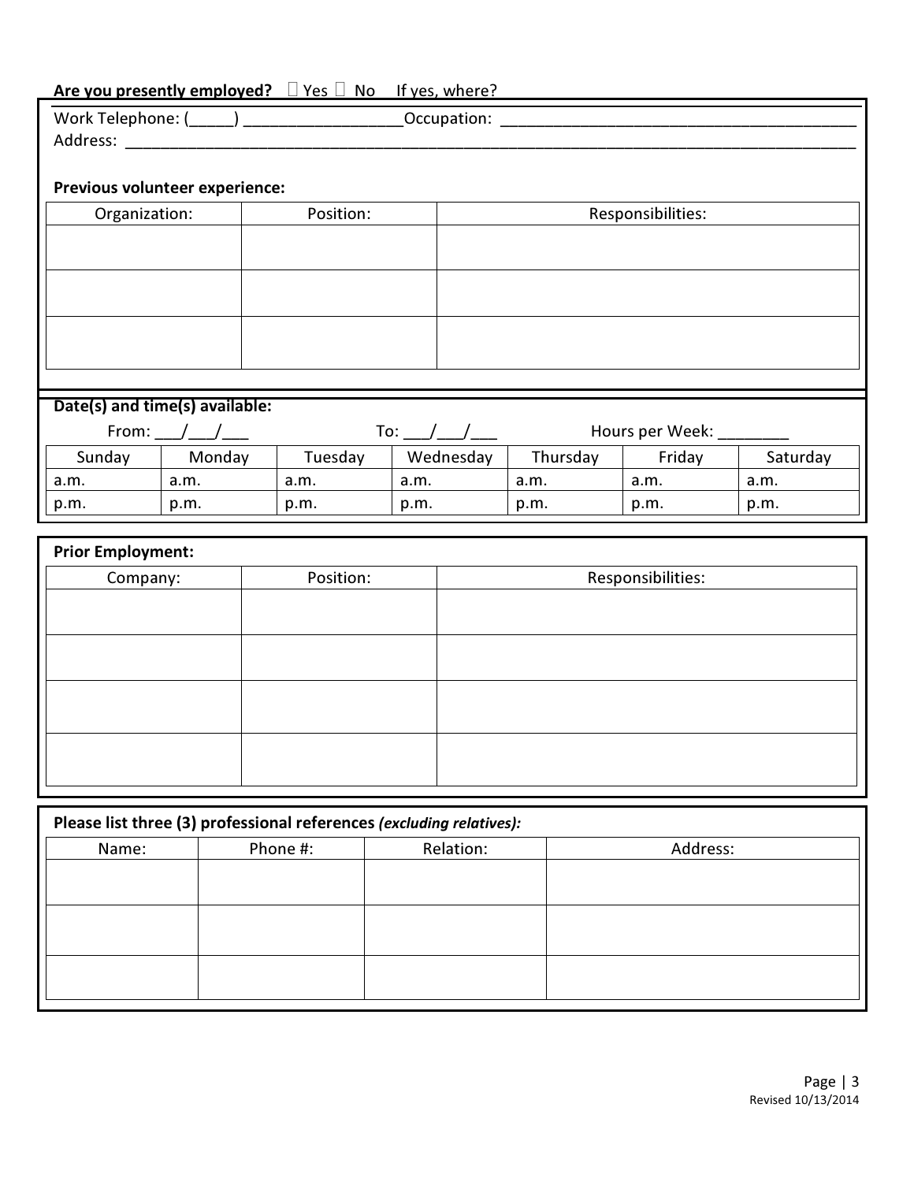**Are you presently employed?** ☐ Yes ☐ No  If yes, where?

Work Telephone: (_____) __________________Occupation: ________________________________________

Address: ________________________________________________________________________________

**Previous volunteer experience:**

| Organization: | Position: | Responsibilities: |
|---|---|---|
| | | |
| | | |
| | | |

**Date(s) and time(s) available:**

From: ___/___/___  To: ___/___/___  Hours per Week: ________

| Sunday | Monday | Tuesday | Wednesday | Thursday | Friday | Saturday |
|---|---|---|---|---|---|---|
| a.m. | a.m. | a.m. | a.m. | a.m. | a.m. | a.m. |
| p.m. | p.m. | p.m. | p.m. | p.m. | p.m. | p.m. |

**Prior Employment:**

| Company: | Position: | Responsibilities: |
|---|---|---|
| | | |
| | | |
| | | |
| | | |

**Please list three (3) professional references *(excluding relatives):***

| Name: | Phone #: | Relation: | Address: |
|---|---|---|---|
| | | | |
| | | | |
| | | | |

Revised 10/13/2014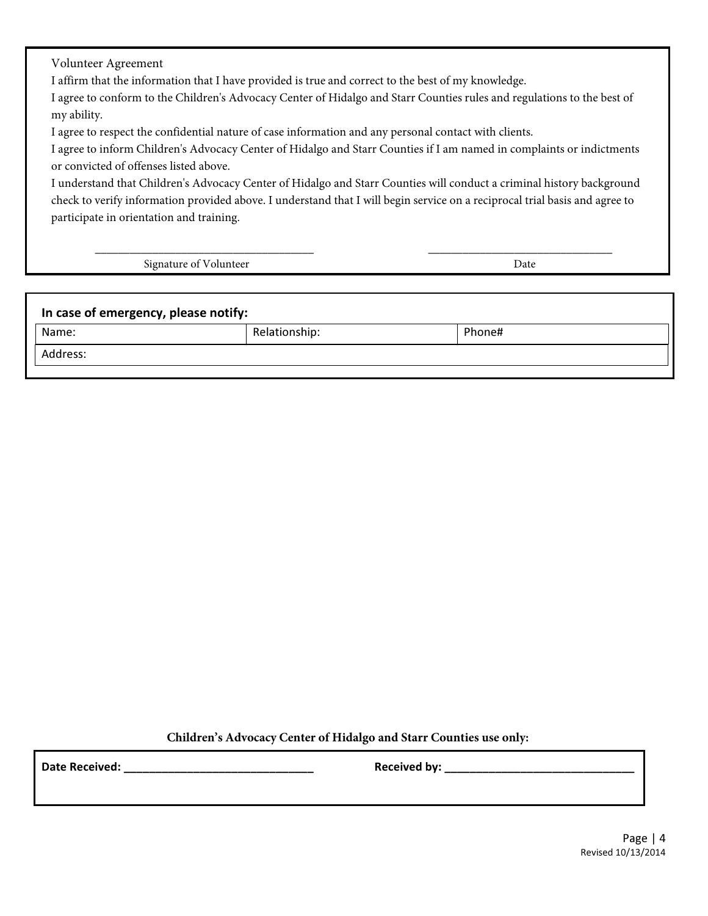Volunteer Agreement

I affirm that the information that I have provided is true and correct to the best of my knowledge.

I agree to conform to the Children's Advocacy Center of Hidalgo and Starr Counties rules and regulations to the best of my ability.

I agree to respect the confidential nature of case information and any personal contact with clients.

I agree to inform Children's Advocacy Center of Hidalgo and Starr Counties if I am named in complaints or indictments or convicted of offenses listed above.

I understand that Children's Advocacy Center of Hidalgo and Starr Counties will conduct a criminal history background check to verify information provided above. I understand that I will begin service on a reciprocal trial basis and agree to participate in orientation and training.

_________________________________ Signature of Volunteer

_____________________________ Date

**In case of emergency, please notify:**

| Name: | Relationship: | Phone# |
|---|---|---|
| Address: | | |

**Children's Advocacy Center of Hidalgo and Starr Counties use only:**

**Date Received: ______________________________** **Received by: ______________________________**

Revised 10/13/2014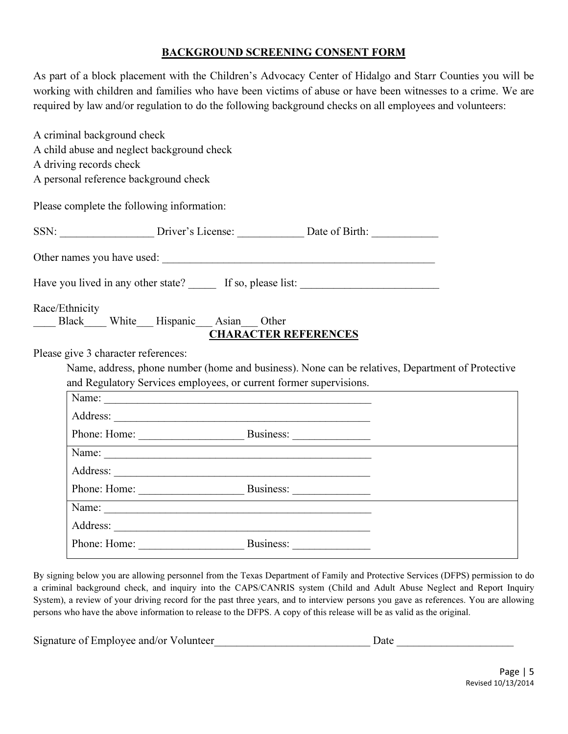## BACKGROUND SCREENING CONSENT FORM

As part of a block placement with the Children's Advocacy Center of Hidalgo and Starr Counties you will be working with children and families who have been victims of abuse or have been witnesses to a crime. We are required by law and/or regulation to do the following background checks on all employees and volunteers:

A criminal background check
A child abuse and neglect background check
A driving records check
A personal reference background check

Please complete the following information:

SSN: ________________ Driver's License: ____________ Date of Birth: ____________

Other names you have used: ___________________________________________________

Have you lived in any other state? _____ If so, please list: _________________________

Race/Ethnicity
____ Black____ White___ Hispanic___ Asian___ Other

## CHARACTER REFERENCES

Please give 3 character references:

Name, address, phone number (home and business). None can be relatives, Department of Protective and Regulatory Services employees, or current former supervisions.

| |
|---|
| Name: _________________________________________________ |
| Address: _______________________________________________ |
| Phone: Home: __________________ Business: ______________ |
| Name: _________________________________________________ |
| Address: _______________________________________________ |
| Phone: Home: __________________ Business: ______________ |
| Name: _________________________________________________ |
| Address: _______________________________________________ |
| Phone: Home: __________________ Business: ______________ |

By signing below you are allowing personnel from the Texas Department of Family and Protective Services (DFPS) permission to do a criminal background check, and inquiry into the CAPS/CANRIS system (Child and Adult Abuse Neglect and Report Inquiry System), a review of your driving record for the past three years, and to interview persons you gave as references. You are allowing persons who have the above information to release to the DFPS. A copy of this release will be as valid as the original.

Signature of Employee and/or Volunteer____________________________ Date _____________________

Revised 10/13/2014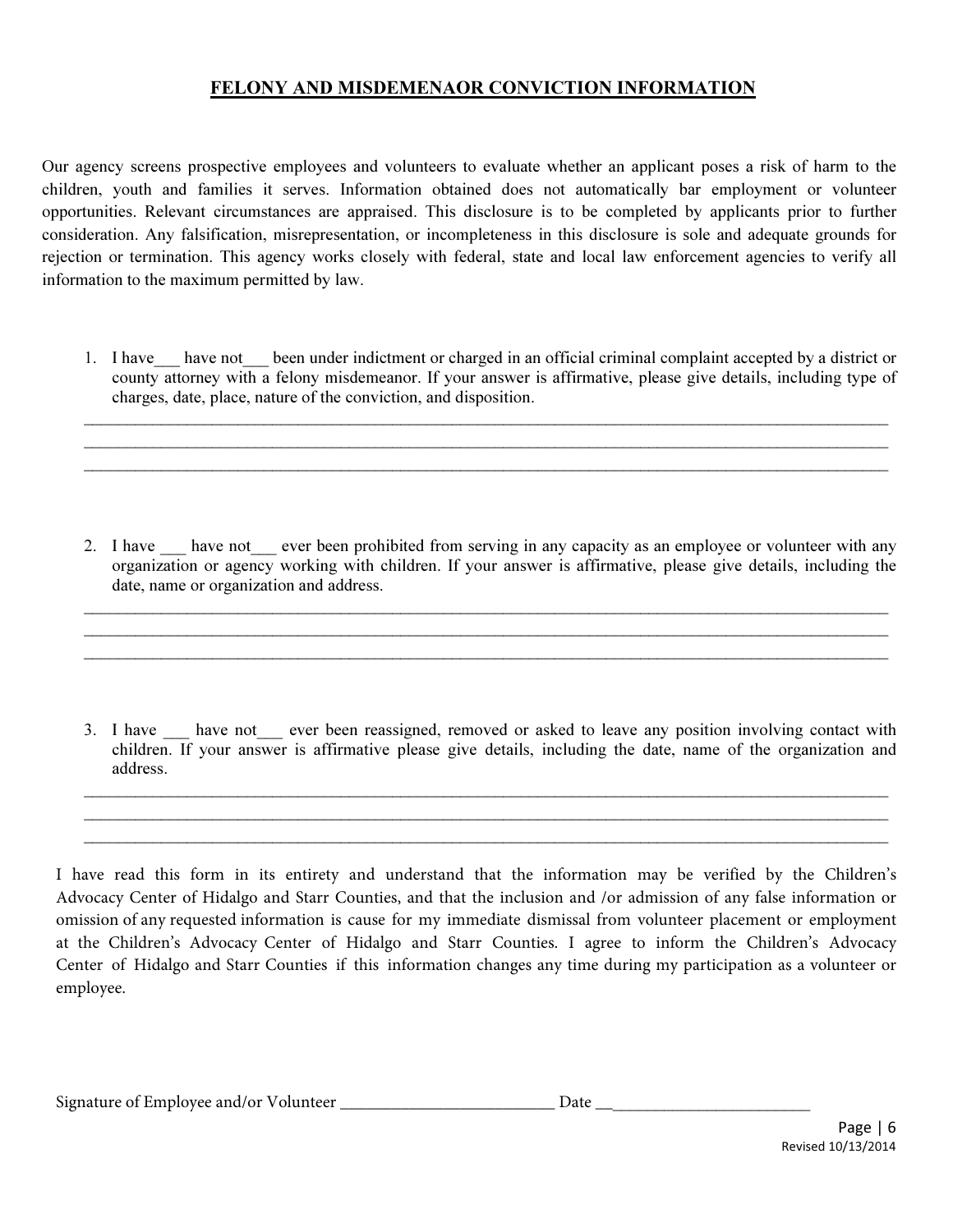## FELONY AND MISDEMENAOR CONVICTION INFORMATION

Our agency screens prospective employees and volunteers to evaluate whether an applicant poses a risk of harm to the children, youth and families it serves. Information obtained does not automatically bar employment or volunteer opportunities. Relevant circumstances are appraised. This disclosure is to be completed by applicants prior to further consideration. Any falsification, misrepresentation, or incompleteness in this disclosure is sole and adequate grounds for rejection or termination. This agency works closely with federal, state and local law enforcement agencies to verify all information to the maximum permitted by law.

1. I have___ have not___ been under indictment or charged in an official criminal complaint accepted by a district or county attorney with a felony misdemeanor. If your answer is affirmative, please give details, including type of charges, date, place, nature of the conviction, and disposition.

_______________________________________________________________________________________________
_______________________________________________________________________________________________
_______________________________________________________________________________________________

2. I have ___ have not___ ever been prohibited from serving in any capacity as an employee or volunteer with any organization or agency working with children. If your answer is affirmative, please give details, including the date, name or organization and address.

_______________________________________________________________________________________________
_______________________________________________________________________________________________
_______________________________________________________________________________________________

3. I have ___ have not___ ever been reassigned, removed or asked to leave any position involving contact with children. If your answer is affirmative please give details, including the date, name of the organization and address.

_______________________________________________________________________________________________
_______________________________________________________________________________________________
_______________________________________________________________________________________________

I have read this form in its entirety and understand that the information may be verified by the Children's Advocacy Center of Hidalgo and Starr Counties, and that the inclusion and /or admission of any false information or omission of any requested information is cause for my immediate dismissal from volunteer placement or employment at the Children's Advocacy Center of Hidalgo and Starr Counties. I agree to inform the Children's Advocacy Center of Hidalgo and Starr Counties if this information changes any time during my participation as a volunteer or employee.

Signature of Employee and/or Volunteer __________________________ Date __________________________

Revised 10/13/2014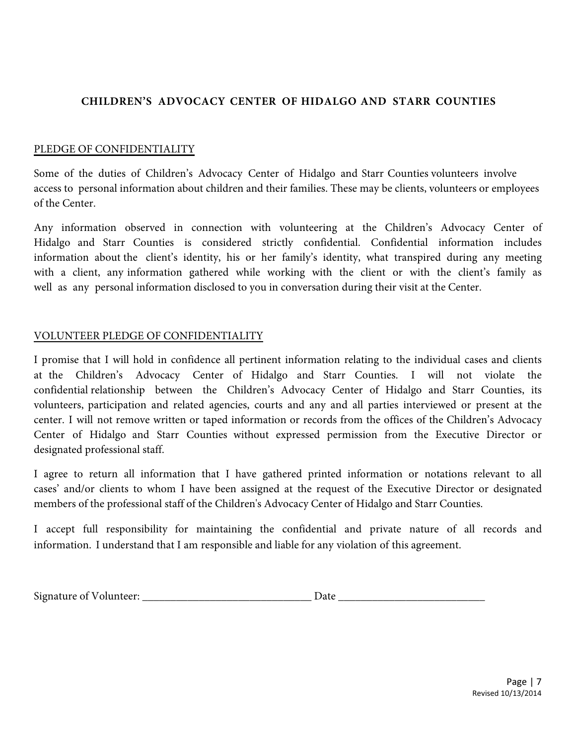# CHILDREN'S ADVOCACY CENTER OF HIDALGO AND STARR COUNTIES

## PLEDGE OF CONFIDENTIALITY

Some of the duties of Children's Advocacy Center of Hidalgo and Starr Counties volunteers involve access to personal information about children and their families. These may be clients, volunteers or employees of the Center.

Any information observed in connection with volunteering at the Children's Advocacy Center of Hidalgo and Starr Counties is considered strictly confidential. Confidential information includes information about the client's identity, his or her family's identity, what transpired during any meeting with a client, any information gathered while working with the client or with the client's family as well as any personal information disclosed to you in conversation during their visit at the Center.

## VOLUNTEER PLEDGE OF CONFIDENTIALITY

I promise that I will hold in confidence all pertinent information relating to the individual cases and clients at the Children's Advocacy Center of Hidalgo and Starr Counties. I will not violate the confidential relationship between the Children's Advocacy Center of Hidalgo and Starr Counties, its volunteers, participation and related agencies, courts and any and all parties interviewed or present at the center. I will not remove written or taped information or records from the offices of the Children's Advocacy Center of Hidalgo and Starr Counties without expressed permission from the Executive Director or designated professional staff.

I agree to return all information that I have gathered printed information or notations relevant to all cases' and/or clients to whom I have been assigned at the request of the Executive Director or designated members of the professional staff of the Children's Advocacy Center of Hidalgo and Starr Counties.

I accept full responsibility for maintaining the confidential and private nature of all records and information. I understand that I am responsible and liable for any violation of this agreement.

Signature of Volunteer: ______________________________ Date __________________________

Revised 10/13/2014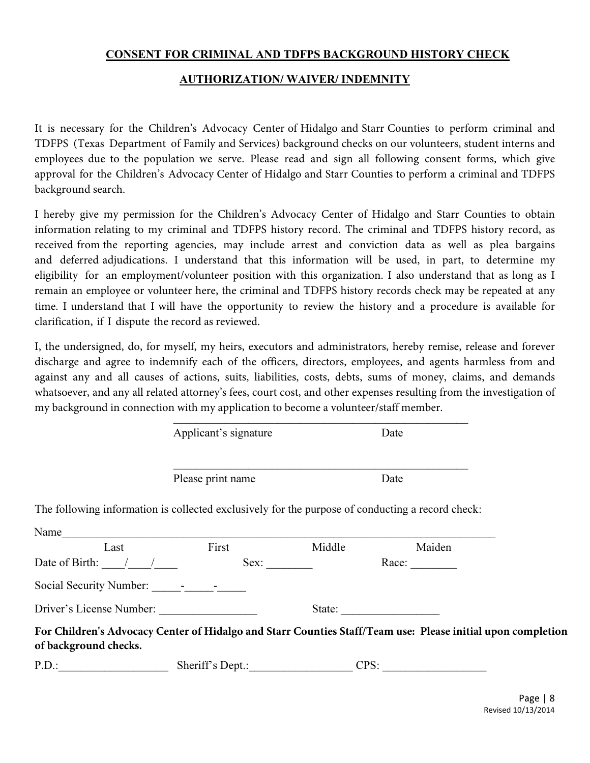## CONSENT FOR CRIMINAL AND TDFPS BACKGROUND HISTORY CHECK

## AUTHORIZATION/ WAIVER/ INDEMNITY

It is necessary for the Children's Advocacy Center of Hidalgo and Starr Counties to perform criminal and TDFPS (Texas Department of Family and Services) background checks on our volunteers, student interns and employees due to the population we serve. Please read and sign all following consent forms, which give approval for the Children's Advocacy Center of Hidalgo and Starr Counties to perform a criminal and TDFPS background search.

I hereby give my permission for the Children's Advocacy Center of Hidalgo and Starr Counties to obtain information relating to my criminal and TDFPS history record. The criminal and TDFPS history record, as received from the reporting agencies, may include arrest and conviction data as well as plea bargains and deferred adjudications. I understand that this information will be used, in part, to determine my eligibility for an employment/volunteer position with this organization. I also understand that as long as I remain an employee or volunteer here, the criminal and TDFPS history records check may be repeated at any time. I understand that I will have the opportunity to review the history and a procedure is available for clarification, if I dispute the record as reviewed.

I, the undersigned, do, for myself, my heirs, executors and administrators, hereby remise, release and forever discharge and agree to indemnify each of the officers, directors, employees, and agents harmless from and against any and all causes of actions, suits, liabilities, costs, debts, sums of money, claims, and demands whatsoever, and any all related attorney's fees, court cost, and other expenses resulting from the investigation of my background in connection with my application to become a volunteer/staff member.

\_\_\_\_\_\_\_\_\_\_\_\_\_\_\_\_\_\_\_\_\_\_\_\_\_\_\_\_\_\_\_\_\_\_\_\_\_\_\_\_\_\_\_\_\_\_\_\_\_\_\_\_
Applicant's signature Date

\_\_\_\_\_\_\_\_\_\_\_\_\_\_\_\_\_\_\_\_\_\_\_\_\_\_\_\_\_\_\_\_\_\_\_\_\_\_\_\_\_\_\_\_\_\_\_\_\_\_\_\_
Please print name Date

The following information is collected exclusively for the purpose of conducting a record check:

Name\_\_\_\_\_\_\_\_\_\_\_\_\_\_\_\_\_\_\_\_\_\_\_\_\_\_\_\_\_\_\_\_\_\_\_\_\_\_\_\_\_\_\_\_\_\_\_\_\_\_\_\_\_\_\_\_\_\_\_\_\_\_\_\_\_\_\_\_\_\_\_\_\_\_
Last First Middle Maiden

Date of Birth: \_\_\_\_/\_\_\_\_/\_\_\_\_ Sex: \_\_\_\_\_\_\_\_ Race: \_\_\_\_\_\_\_\_

Social Security Number: \_\_\_\_\_-\_\_\_\_\_-\_\_\_\_\_

Driver's License Number: \_\_\_\_\_\_\_\_\_\_\_\_\_\_\_\_\_ State: \_\_\_\_\_\_\_\_\_\_\_\_\_\_\_\_\_

**For Children's Advocacy Center of Hidalgo and Starr Counties Staff/Team use: Please initial upon completion of background checks.**

P.D.:\_\_\_\_\_\_\_\_\_\_\_\_\_\_\_\_\_\_\_ Sheriff's Dept.:\_\_\_\_\_\_\_\_\_\_\_\_\_\_\_\_\_\_ CPS: \_\_\_\_\_\_\_\_\_\_\_\_\_\_\_\_\_\_

Revised 10/13/2014